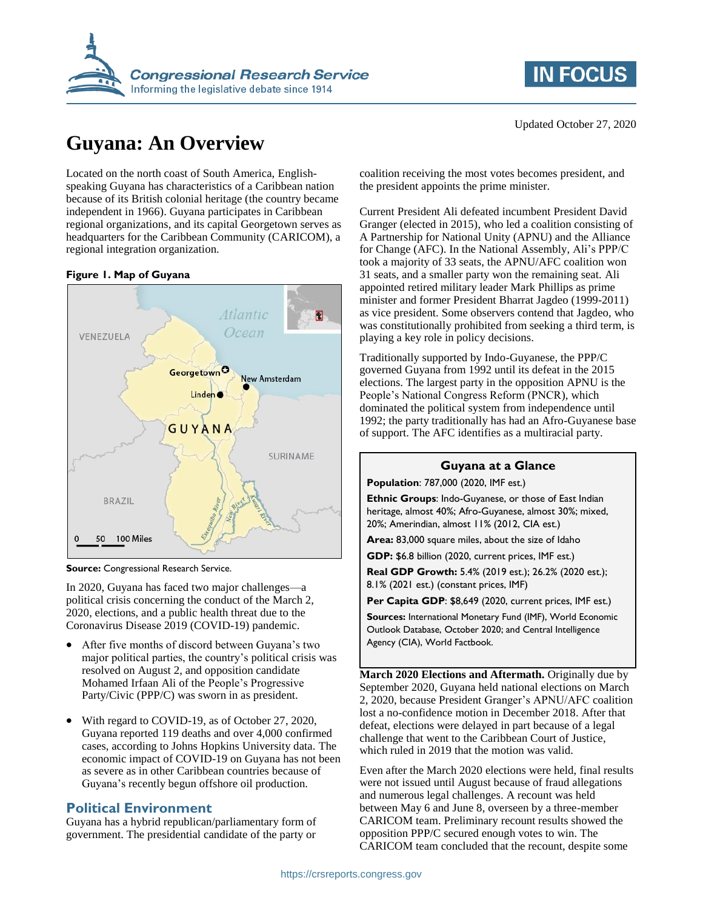Updated October 27, 2020

# Guyana: An Overview

Located on the north coast of South America, English-speaking Guyana has characteristics of a Caribbean nation because of its British colonial heritage (the country became independent in 1966). Guyana participates in Caribbean regional organizations, and its capital Georgetown serves as headquarters for the Caribbean Community (CARICOM), a regional integration organization.

**Figure 1. Map of Guyana**

**Source:** Congressional Research Service.

In 2020, Guyana has faced two major challenges—a political crisis concerning the conduct of the March 2, 2020, elections, and a public health threat due to the Coronavirus Disease 2019 (COVID-19) pandemic.

- After five months of discord between Guyana's two major political parties, the country's political crisis was resolved on August 2, and opposition candidate Mohamed Irfaan Ali of the People's Progressive Party/Civic (PPP/C) was sworn in as president.
- With regard to COVID-19, as of October 27, 2020, Guyana reported 119 deaths and over 4,000 confirmed cases, according to Johns Hopkins University data. The economic impact of COVID-19 on Guyana has not been as severe as in other Caribbean countries because of Guyana's recently begun offshore oil production.

## Political Environment

Guyana has a hybrid republican/parliamentary form of government. The presidential candidate of the party or coalition receiving the most votes becomes president, and the president appoints the prime minister.

Current President Ali defeated incumbent President David Granger (elected in 2015), who led a coalition consisting of A Partnership for National Unity (APNU) and the Alliance for Change (AFC). In the National Assembly, Ali's PPP/C took a majority of 33 seats, the APNU/AFC coalition won 31 seats, and a smaller party won the remaining seat. Ali appointed retired military leader Mark Phillips as prime minister and former President Bharrat Jagdeo (1999-2011) as vice president. Some observers contend that Jagdeo, who was constitutionally prohibited from seeking a third term, is playing a key role in policy decisions.

Traditionally supported by Indo-Guyanese, the PPP/C governed Guyana from 1992 until its defeat in the 2015 elections. The largest party in the opposition APNU is the People's National Congress Reform (PNCR), which dominated the political system from independence until 1992; the party traditionally has had an Afro-Guyanese base of support. The AFC identifies as a multiracial party.

> **Guyana at a Glance**
>
> **Population**: 787,000 (2020, IMF est.)
>
> **Ethnic Groups**: Indo-Guyanese, or those of East Indian heritage, almost 40%; Afro-Guyanese, almost 30%; mixed, 20%; Amerindian, almost 11% (2012, CIA est.)
>
> **Area:** 83,000 square miles, about the size of Idaho
>
> **GDP:** $6.8 billion (2020, current prices, IMF est.)
>
> **Real GDP Growth:** 5.4% (2019 est.); 26.2% (2020 est.); 8.1% (2021 est.) (constant prices, IMF)
>
> **Per Capita GDP**: $8,649 (2020, current prices, IMF est.)
>
> **Sources:** International Monetary Fund (IMF), World Economic Outlook Database, October 2020; and Central Intelligence Agency (CIA), World Factbook.

**March 2020 Elections and Aftermath.** Originally due by September 2020, Guyana held national elections on March 2, 2020, because President Granger's APNU/AFC coalition lost a no-confidence motion in December 2018. After that defeat, elections were delayed in part because of a legal challenge that went to the Caribbean Court of Justice, which ruled in 2019 that the motion was valid.

Even after the March 2020 elections were held, final results were not issued until August because of fraud allegations and numerous legal challenges. A recount was held between May 6 and June 8, overseen by a three-member CARICOM team. Preliminary recount results showed the opposition PPP/C secured enough votes to win. The CARICOM team concluded that the recount, despite some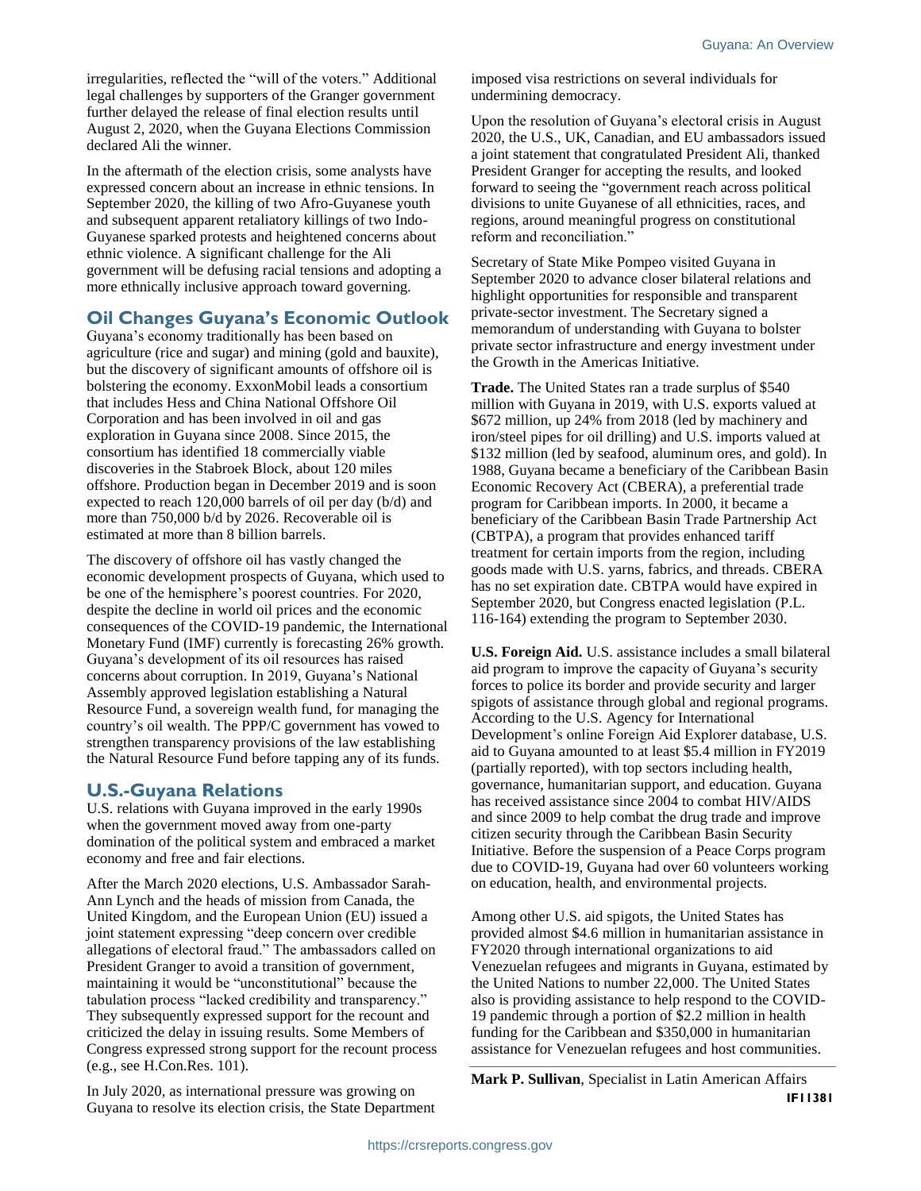irregularities, reflected the "will of the voters." Additional legal challenges by supporters of the Granger government further delayed the release of final election results until August 2, 2020, when the Guyana Elections Commission declared Ali the winner.

In the aftermath of the election crisis, some analysts have expressed concern about an increase in ethnic tensions. In September 2020, the killing of two Afro-Guyanese youth and subsequent apparent retaliatory killings of two Indo-Guyanese sparked protests and heightened concerns about ethnic violence. A significant challenge for the Ali government will be defusing racial tensions and adopting a more ethnically inclusive approach toward governing.

## Oil Changes Guyana's Economic Outlook

Guyana's economy traditionally has been based on agriculture (rice and sugar) and mining (gold and bauxite), but the discovery of significant amounts of offshore oil is bolstering the economy. ExxonMobil leads a consortium that includes Hess and China National Offshore Oil Corporation and has been involved in oil and gas exploration in Guyana since 2008. Since 2015, the consortium has identified 18 commercially viable discoveries in the Stabroek Block, about 120 miles offshore. Production began in December 2019 and is soon expected to reach 120,000 barrels of oil per day (b/d) and more than 750,000 b/d by 2026. Recoverable oil is estimated at more than 8 billion barrels.

The discovery of offshore oil has vastly changed the economic development prospects of Guyana, which used to be one of the hemisphere's poorest countries. For 2020, despite the decline in world oil prices and the economic consequences of the COVID-19 pandemic, the International Monetary Fund (IMF) currently is forecasting 26% growth. Guyana's development of its oil resources has raised concerns about corruption. In 2019, Guyana's National Assembly approved legislation establishing a Natural Resource Fund, a sovereign wealth fund, for managing the country's oil wealth. The PPP/C government has vowed to strengthen transparency provisions of the law establishing the Natural Resource Fund before tapping any of its funds.

## U.S.-Guyana Relations

U.S. relations with Guyana improved in the early 1990s when the government moved away from one-party domination of the political system and embraced a market economy and free and fair elections.

After the March 2020 elections, U.S. Ambassador Sarah-Ann Lynch and the heads of mission from Canada, the United Kingdom, and the European Union (EU) issued a joint statement expressing "deep concern over credible allegations of electoral fraud." The ambassadors called on President Granger to avoid a transition of government, maintaining it would be "unconstitutional" because the tabulation process "lacked credibility and transparency." They subsequently expressed support for the recount and criticized the delay in issuing results. Some Members of Congress expressed strong support for the recount process (e.g., see H.Con.Res. 101).

In July 2020, as international pressure was growing on Guyana to resolve its election crisis, the State Department imposed visa restrictions on several individuals for undermining democracy.

Upon the resolution of Guyana's electoral crisis in August 2020, the U.S., UK, Canadian, and EU ambassadors issued a joint statement that congratulated President Ali, thanked President Granger for accepting the results, and looked forward to seeing the "government reach across political divisions to unite Guyanese of all ethnicities, races, and regions, around meaningful progress on constitutional reform and reconciliation."

Secretary of State Mike Pompeo visited Guyana in September 2020 to advance closer bilateral relations and highlight opportunities for responsible and transparent private-sector investment. The Secretary signed a memorandum of understanding with Guyana to bolster private sector infrastructure and energy investment under the Growth in the Americas Initiative.

**Trade.** The United States ran a trade surplus of $540 million with Guyana in 2019, with U.S. exports valued at $672 million, up 24% from 2018 (led by machinery and iron/steel pipes for oil drilling) and U.S. imports valued at $132 million (led by seafood, aluminum ores, and gold). In 1988, Guyana became a beneficiary of the Caribbean Basin Economic Recovery Act (CBERA), a preferential trade program for Caribbean imports. In 2000, it became a beneficiary of the Caribbean Basin Trade Partnership Act (CBTPA), a program that provides enhanced tariff treatment for certain imports from the region, including goods made with U.S. yarns, fabrics, and threads. CBERA has no set expiration date. CBTPA would have expired in September 2020, but Congress enacted legislation (P.L. 116-164) extending the program to September 2030.

**U.S. Foreign Aid.** U.S. assistance includes a small bilateral aid program to improve the capacity of Guyana's security forces to police its border and provide security and larger spigots of assistance through global and regional programs. According to the U.S. Agency for International Development's online Foreign Aid Explorer database, U.S. aid to Guyana amounted to at least $5.4 million in FY2019 (partially reported), with top sectors including health, governance, humanitarian support, and education. Guyana has received assistance since 2004 to combat HIV/AIDS and since 2009 to help combat the drug trade and improve citizen security through the Caribbean Basin Security Initiative. Before the suspension of a Peace Corps program due to COVID-19, Guyana had over 60 volunteers working on education, health, and environmental projects.

Among other U.S. aid spigots, the United States has provided almost $4.6 million in humanitarian assistance in FY2020 through international organizations to aid Venezuelan refugees and migrants in Guyana, estimated by the United Nations to number 22,000. The United States also is providing assistance to help respond to the COVID-19 pandemic through a portion of $2.2 million in health funding for the Caribbean and $350,000 in humanitarian assistance for Venezuelan refugees and host communities.

**Mark P. Sullivan**, Specialist in Latin American Affairs

**IF11381**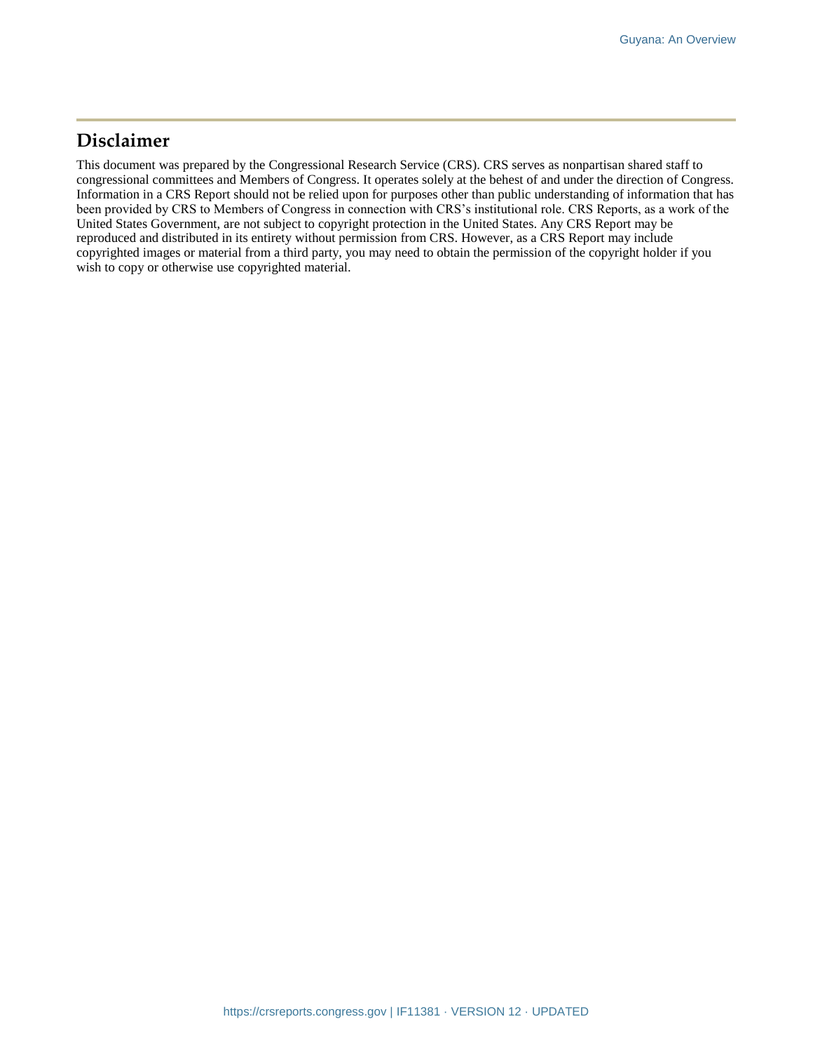## Disclaimer

This document was prepared by the Congressional Research Service (CRS). CRS serves as nonpartisan shared staff to congressional committees and Members of Congress. It operates solely at the behest of and under the direction of Congress. Information in a CRS Report should not be relied upon for purposes other than public understanding of information that has been provided by CRS to Members of Congress in connection with CRS's institutional role. CRS Reports, as a work of the United States Government, are not subject to copyright protection in the United States. Any CRS Report may be reproduced and distributed in its entirety without permission from CRS. However, as a CRS Report may include copyrighted images or material from a third party, you may need to obtain the permission of the copyright holder if you wish to copy or otherwise use copyrighted material.